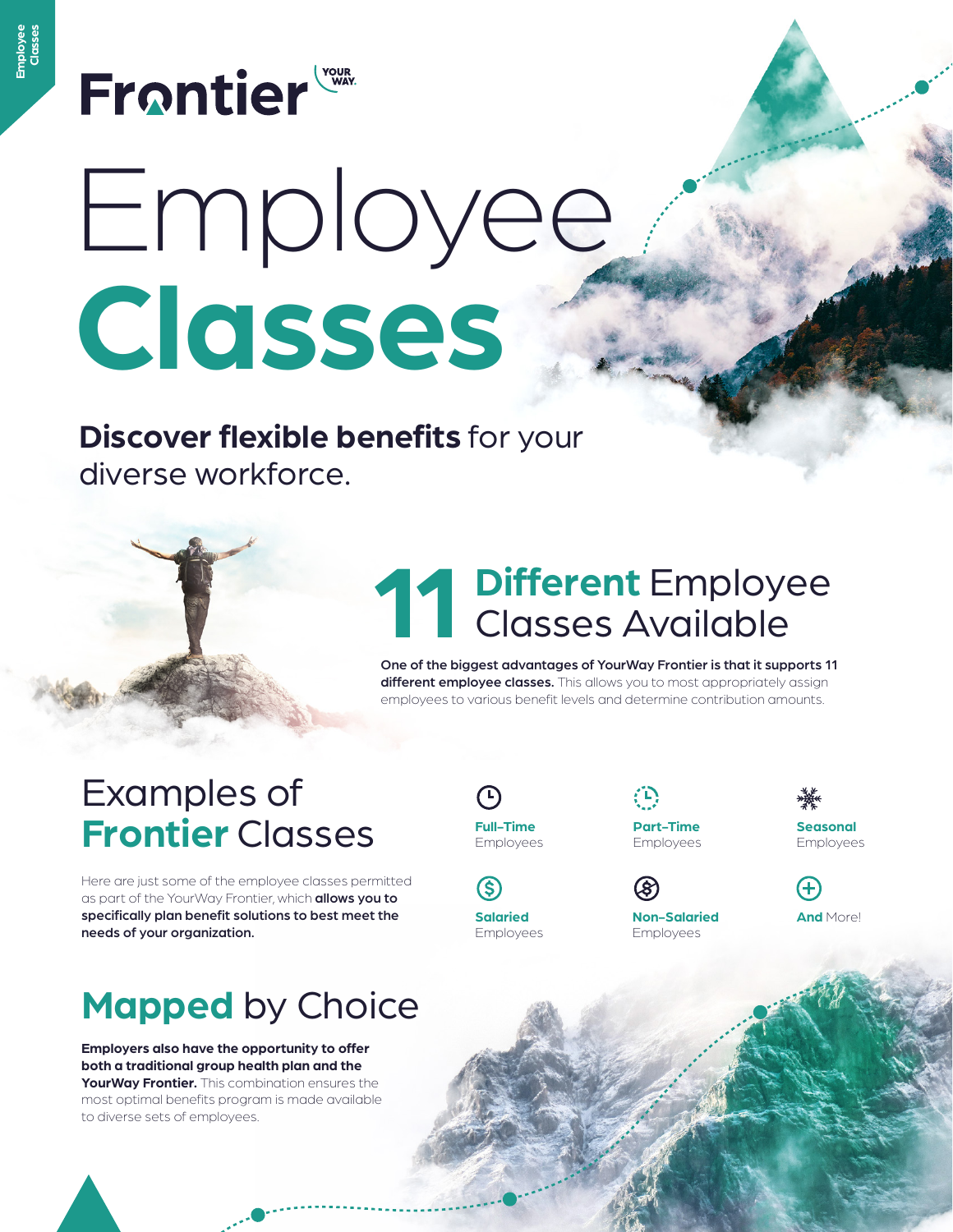# Frontier YOUR WAY

# Employee **Classes**

**Discover flexible benefits** for your diverse workforce.

## 11 **Different** Employee Classes Available

**One of the biggest advantages of YourWay Frontier is that it supports 11 different employee classes.** This allows you to most appropriately assign employees to various benefit levels and determine contribution amounts.

## Examples of **Frontier** Classes

Here are just some of the employee classes permitted as part of the YourWay Frontier, which **allows you to specifically plan benefit solutions to best meet the needs of your organization.**

- **Full-Time** Employees
- **Part-Time** Employees
- **Seasonal** Employees
- **Salaried** Employees
- **Non-Salaried** Employees
- **And** More!

## **Mapped** by Choice

**Employers also have the opportunity to offer both a traditional group health plan and the YourWay Frontier.** This combination ensures the most optimal benefits program is made available to diverse sets of employees.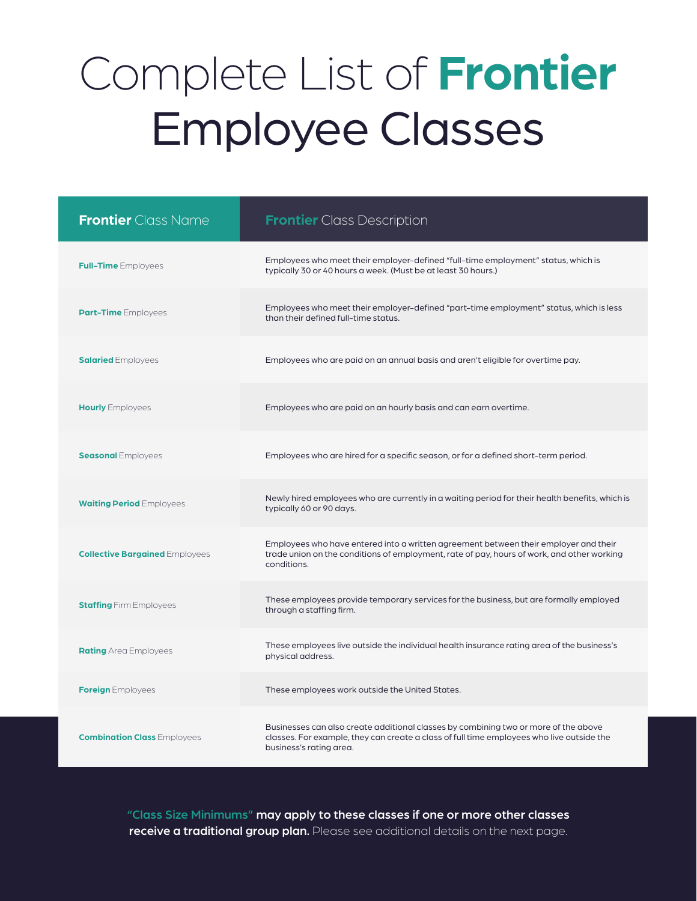# Complete List of **Frontier** Employee Classes

| **Frontier** Class Name | **Frontier** Class Description |
|---|---|
| **Full-Time** Employees | Employees who meet their employer-defined "full-time employment" status, which is typically 30 or 40 hours a week. (Must be at least 30 hours.) |
| **Part-Time** Employees | Employees who meet their employer-defined "part-time employment" status, which is less than their defined full-time status. |
| **Salaried** Employees | Employees who are paid on an annual basis and aren't eligible for overtime pay. |
| **Hourly** Employees | Employees who are paid on an hourly basis and can earn overtime. |
| **Seasonal** Employees | Employees who are hired for a specific season, or for a defined short-term period. |
| **Waiting Period** Employees | Newly hired employees who are currently in a waiting period for their health benefits, which is typically 60 or 90 days. |
| **Collective Bargained** Employees | Employees who have entered into a written agreement between their employer and their trade union on the conditions of employment, rate of pay, hours of work, and other working conditions. |
| **Staffing** Firm Employees | These employees provide temporary services for the business, but are formally employed through a staffing firm. |
| **Rating** Area Employees | These employees live outside the individual health insurance rating area of the business's physical address. |
| **Foreign** Employees | These employees work outside the United States. |
| **Combination Class** Employees | Businesses can also create additional classes by combining two or more of the above classes. For example, they can create a class of full time employees who live outside the business's rating area. |

**"Class Size Minimums" may apply to these classes if one or more other classes receive a traditional group plan.** Please see additional details on the next page.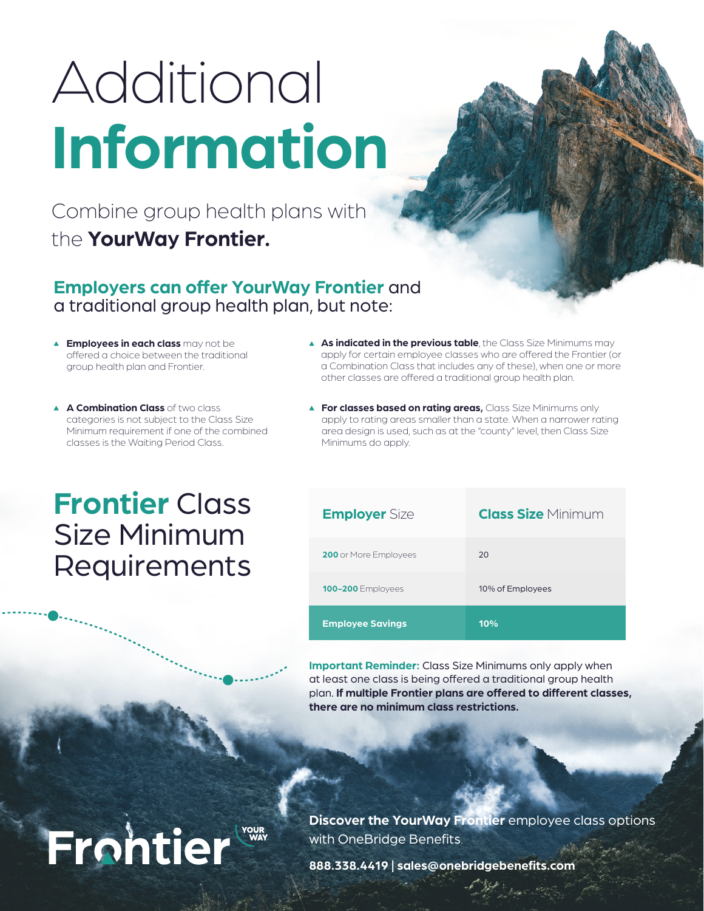# Additional **Information**

Combine group health plans with the **YourWay Frontier.**

## **Employers can offer YourWay Frontier** and a traditional group health plan, but note:

- **Employees in each class** may not be offered a choice between the traditional group health plan and Frontier.
- **A Combination Class** of two class categories is not subject to the Class Size Minimum requirement if one of the combined classes is the Waiting Period Class.
- **As indicated in the previous table**, the Class Size Minimums may apply for certain employee classes who are offered the Frontier (or a Combination Class that includes any of these), when one or more other classes are offered a traditional group health plan.
- **For classes based on rating areas,** Class Size Minimums only apply to rating areas smaller than a state. When a narrower rating area design is used, such as at the "county" level, then Class Size Minimums do apply.

## **Frontier** Class Size Minimum Requirements

| **Employer** Size | **Class Size** Minimum |
|---|---|
| **200** or More Employees | 20 |
| **100–200** Employees | 10% of Employees |
| **Employee Savings** | **10%** |

**Important Reminder:** Class Size Minimums only apply when at least one class is being offered a traditional group health plan. **If multiple Frontier plans are offered to different classes, there are no minimum class restrictions.**

Frontier YOUR WAY

**Discover the YourWay Frontier** employee class options with OneBridge Benefits.

**888.338.4419 | sales@onebridgebenefits.com**